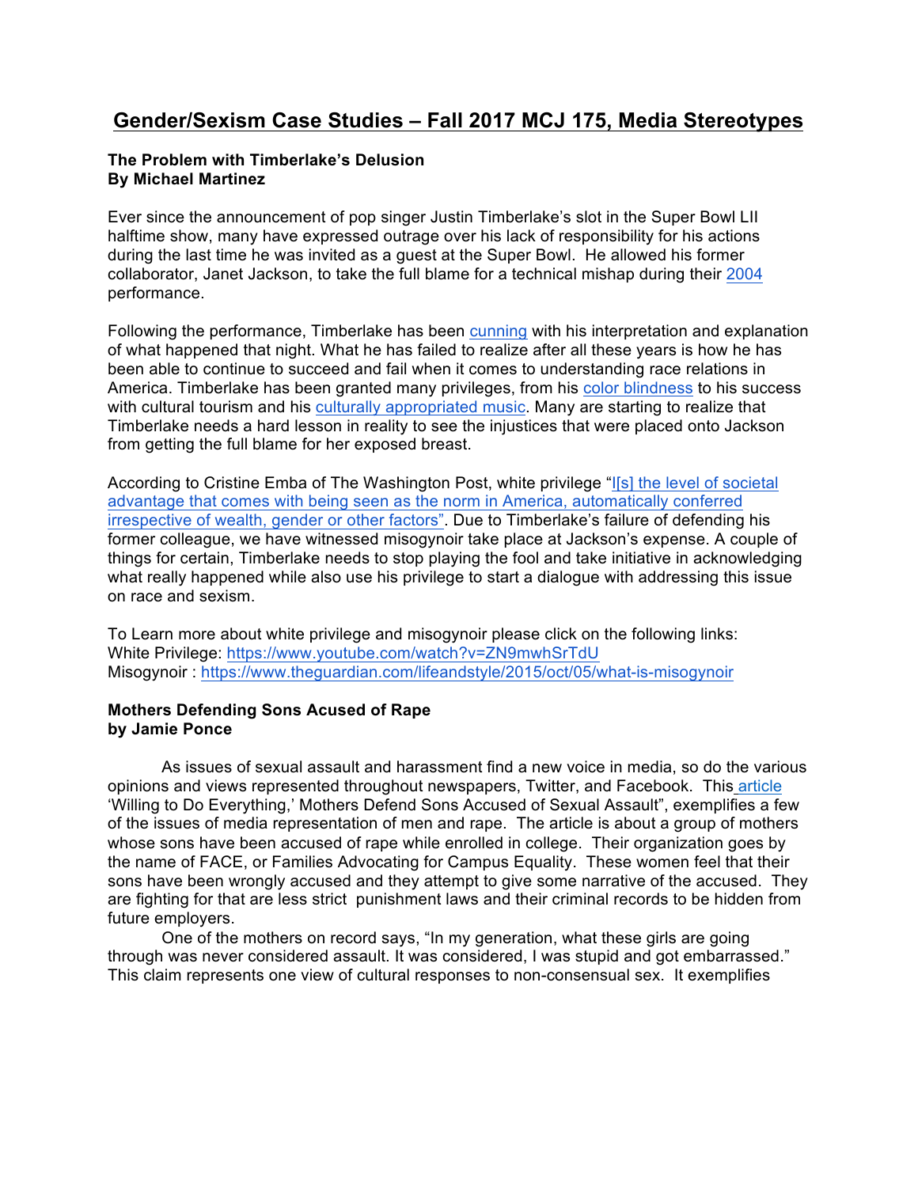# Gender/Sexism Case Studies – Fall 2017 MCJ 175, Media Stereotypes

**The Problem with Timberlake's Delusion**
**By Michael Martinez**

Ever since the announcement of pop singer Justin Timberlake's slot in the Super Bowl LII halftime show, many have expressed outrage over his lack of responsibility for his actions during the last time he was invited as a guest at the Super Bowl. He allowed his former collaborator, Janet Jackson, to take the full blame for a technical mishap during their 2004 performance.

Following the performance, Timberlake has been cunning with his interpretation and explanation of what happened that night. What he has failed to realize after all these years is how he has been able to continue to succeed and fail when it comes to understanding race relations in America. Timberlake has been granted many privileges, from his color blindness to his success with cultural tourism and his culturally appropriated music. Many are starting to realize that Timberlake needs a hard lesson in reality to see the injustices that were placed onto Jackson from getting the full blame for her exposed breast.

According to Cristine Emba of The Washington Post, white privilege "I[s] the level of societal advantage that comes with being seen as the norm in America, automatically conferred irrespective of wealth, gender or other factors". Due to Timberlake's failure of defending his former colleague, we have witnessed misogynoir take place at Jackson's expense. A couple of things for certain, Timberlake needs to stop playing the fool and take initiative in acknowledging what really happened while also use his privilege to start a dialogue with addressing this issue on race and sexism.

To Learn more about white privilege and misogynoir please click on the following links:
White Privilege: https://www.youtube.com/watch?v=ZN9mwhSrTdU
Misogynoir : https://www.theguardian.com/lifeandstyle/2015/oct/05/what-is-misogynoir

**Mothers Defending Sons Acused of Rape**
**by Jamie Ponce**

As issues of sexual assault and harassment find a new voice in media, so do the various opinions and views represented throughout newspapers, Twitter, and Facebook. This article 'Willing to Do Everything,' Mothers Defend Sons Accused of Sexual Assault", exemplifies a few of the issues of media representation of men and rape. The article is about a group of mothers whose sons have been accused of rape while enrolled in college. Their organization goes by the name of FACE, or Families Advocating for Campus Equality. These women feel that their sons have been wrongly accused and they attempt to give some narrative of the accused. They are fighting for that are less strict punishment laws and their criminal records to be hidden from future employers.

One of the mothers on record says, "In my generation, what these girls are going through was never considered assault. It was considered, I was stupid and got embarrassed." This claim represents one view of cultural responses to non-consensual sex. It exemplifies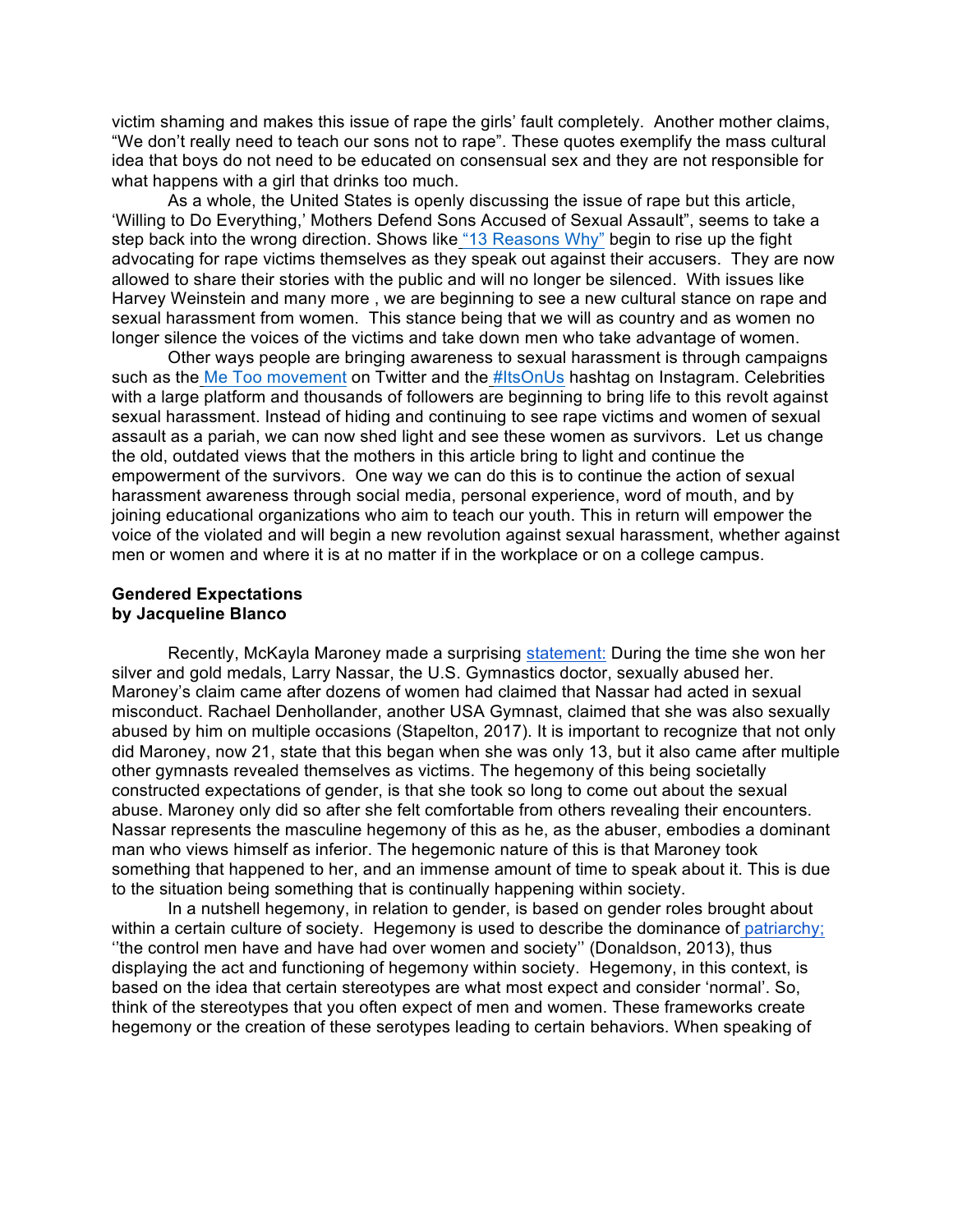victim shaming and makes this issue of rape the girls' fault completely. Another mother claims, "We don't really need to teach our sons not to rape". These quotes exemplify the mass cultural idea that boys do not need to be educated on consensual sex and they are not responsible for what happens with a girl that drinks too much.

As a whole, the United States is openly discussing the issue of rape but this article, 'Willing to Do Everything,' Mothers Defend Sons Accused of Sexual Assault", seems to take a step back into the wrong direction. Shows like "13 Reasons Why" begin to rise up the fight advocating for rape victims themselves as they speak out against their accusers. They are now allowed to share their stories with the public and will no longer be silenced. With issues like Harvey Weinstein and many more , we are beginning to see a new cultural stance on rape and sexual harassment from women. This stance being that we will as country and as women no longer silence the voices of the victims and take down men who take advantage of women.

Other ways people are bringing awareness to sexual harassment is through campaigns such as the Me Too movement on Twitter and the #ItsOnUs hashtag on Instagram. Celebrities with a large platform and thousands of followers are beginning to bring life to this revolt against sexual harassment. Instead of hiding and continuing to see rape victims and women of sexual assault as a pariah, we can now shed light and see these women as survivors. Let us change the old, outdated views that the mothers in this article bring to light and continue the empowerment of the survivors. One way we can do this is to continue the action of sexual harassment awareness through social media, personal experience, word of mouth, and by joining educational organizations who aim to teach our youth. This in return will empower the voice of the violated and will begin a new revolution against sexual harassment, whether against men or women and where it is at no matter if in the workplace or on a college campus.

**Gendered Expectations**
**by Jacqueline Blanco**

Recently, McKayla Maroney made a surprising statement: During the time she won her silver and gold medals, Larry Nassar, the U.S. Gymnastics doctor, sexually abused her. Maroney's claim came after dozens of women had claimed that Nassar had acted in sexual misconduct. Rachael Denhollander, another USA Gymnast, claimed that she was also sexually abused by him on multiple occasions (Stapelton, 2017). It is important to recognize that not only did Maroney, now 21, state that this began when she was only 13, but it also came after multiple other gymnasts revealed themselves as victims. The hegemony of this being societally constructed expectations of gender, is that she took so long to come out about the sexual abuse. Maroney only did so after she felt comfortable from others revealing their encounters. Nassar represents the masculine hegemony of this as he, as the abuser, embodies a dominant man who views himself as inferior. The hegemonic nature of this is that Maroney took something that happened to her, and an immense amount of time to speak about it. This is due to the situation being something that is continually happening within society.

In a nutshell hegemony, in relation to gender, is based on gender roles brought about within a certain culture of society. Hegemony is used to describe the dominance of patriarchy; ''the control men have and have had over women and society'' (Donaldson, 2013), thus displaying the act and functioning of hegemony within society. Hegemony, in this context, is based on the idea that certain stereotypes are what most expect and consider 'normal'. So, think of the stereotypes that you often expect of men and women. These frameworks create hegemony or the creation of these serotypes leading to certain behaviors. When speaking of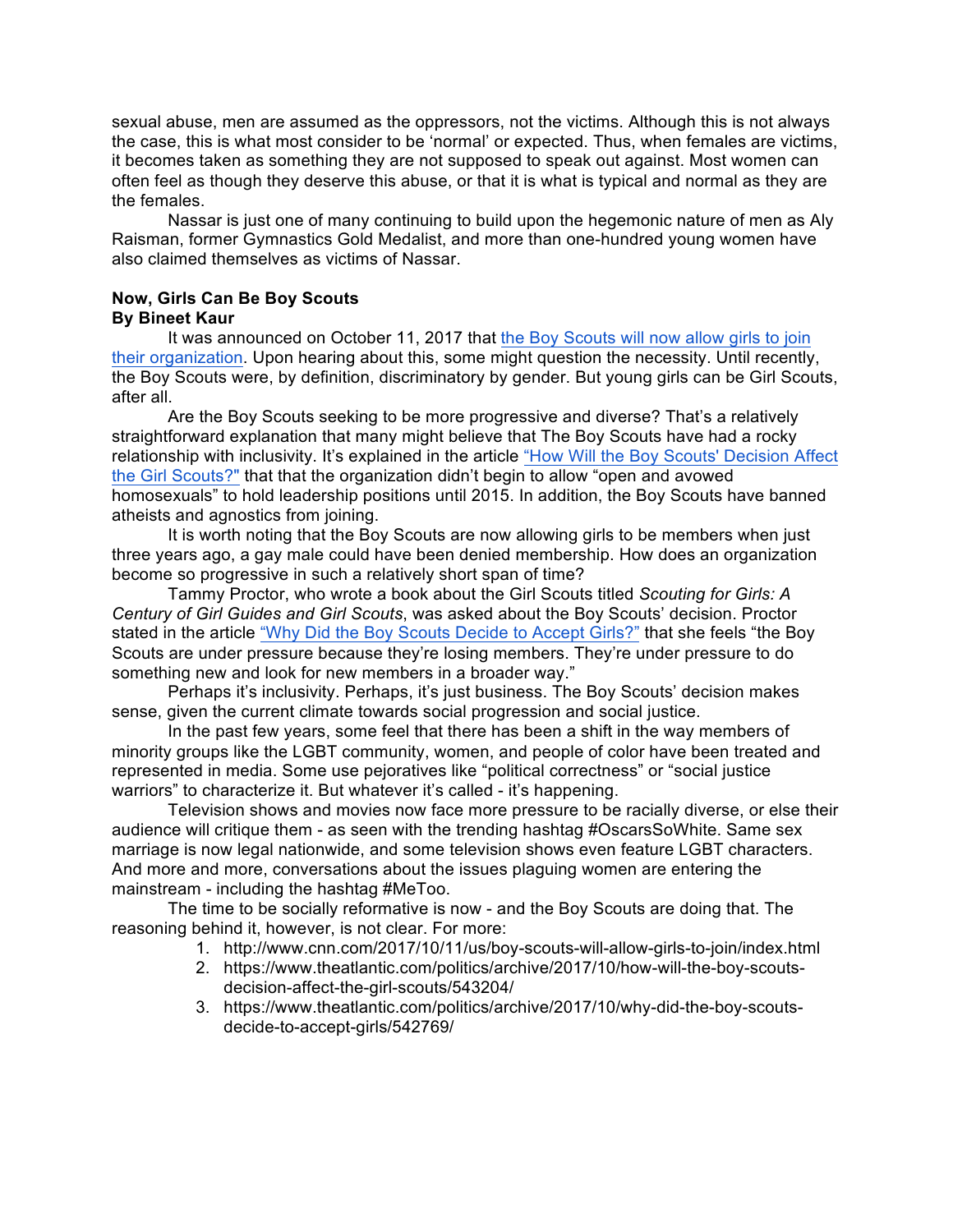sexual abuse, men are assumed as the oppressors, not the victims. Although this is not always the case, this is what most consider to be 'normal' or expected. Thus, when females are victims, it becomes taken as something they are not supposed to speak out against. Most women can often feel as though they deserve this abuse, or that it is what is typical and normal as they are the females.

Nassar is just one of many continuing to build upon the hegemonic nature of men as Aly Raisman, former Gymnastics Gold Medalist, and more than one-hundred young women have also claimed themselves as victims of Nassar.

**Now, Girls Can Be Boy Scouts**
**By Bineet Kaur**

It was announced on October 11, 2017 that [the Boy Scouts will now allow girls to join their organization](http://www.cnn.com/2017/10/11/us/boy-scouts-will-allow-girls-to-join/index.html). Upon hearing about this, some might question the necessity. Until recently, the Boy Scouts were, by definition, discriminatory by gender. But young girls can be Girl Scouts, after all.

Are the Boy Scouts seeking to be more progressive and diverse? That's a relatively straightforward explanation that many might believe that The Boy Scouts have had a rocky relationship with inclusivity. It's explained in the article ["How Will the Boy Scouts' Decision Affect the Girl Scouts?"](https://www.theatlantic.com/politics/archive/2017/10/how-will-the-boy-scouts-decision-affect-the-girl-scouts/543204/) that that the organization didn't begin to allow "open and avowed homosexuals" to hold leadership positions until 2015. In addition, the Boy Scouts have banned atheists and agnostics from joining.

It is worth noting that the Boy Scouts are now allowing girls to be members when just three years ago, a gay male could have been denied membership. How does an organization become so progressive in such a relatively short span of time?

Tammy Proctor, who wrote a book about the Girl Scouts titled *Scouting for Girls: A Century of Girl Guides and Girl Scouts*, was asked about the Boy Scouts' decision. Proctor stated in the article ["Why Did the Boy Scouts Decide to Accept Girls?"](https://www.theatlantic.com/politics/archive/2017/10/why-did-the-boy-scouts-decide-to-accept-girls/542769/) that she feels "the Boy Scouts are under pressure because they're losing members. They're under pressure to do something new and look for new members in a broader way."

Perhaps it's inclusivity. Perhaps, it's just business. The Boy Scouts' decision makes sense, given the current climate towards social progression and social justice.

In the past few years, some feel that there has been a shift in the way members of minority groups like the LGBT community, women, and people of color have been treated and represented in media. Some use pejoratives like "political correctness" or "social justice warriors" to characterize it. But whatever it's called - it's happening.

Television shows and movies now face more pressure to be racially diverse, or else their audience will critique them - as seen with the trending hashtag #OscarsSoWhite. Same sex marriage is now legal nationwide, and some television shows even feature LGBT characters. And more and more, conversations about the issues plaguing women are entering the mainstream - including the hashtag #MeToo.

The time to be socially reformative is now - and the Boy Scouts are doing that. The reasoning behind it, however, is not clear. For more:

1. http://www.cnn.com/2017/10/11/us/boy-scouts-will-allow-girls-to-join/index.html
2. https://www.theatlantic.com/politics/archive/2017/10/how-will-the-boy-scouts-decision-affect-the-girl-scouts/543204/
3. https://www.theatlantic.com/politics/archive/2017/10/why-did-the-boy-scouts-decide-to-accept-girls/542769/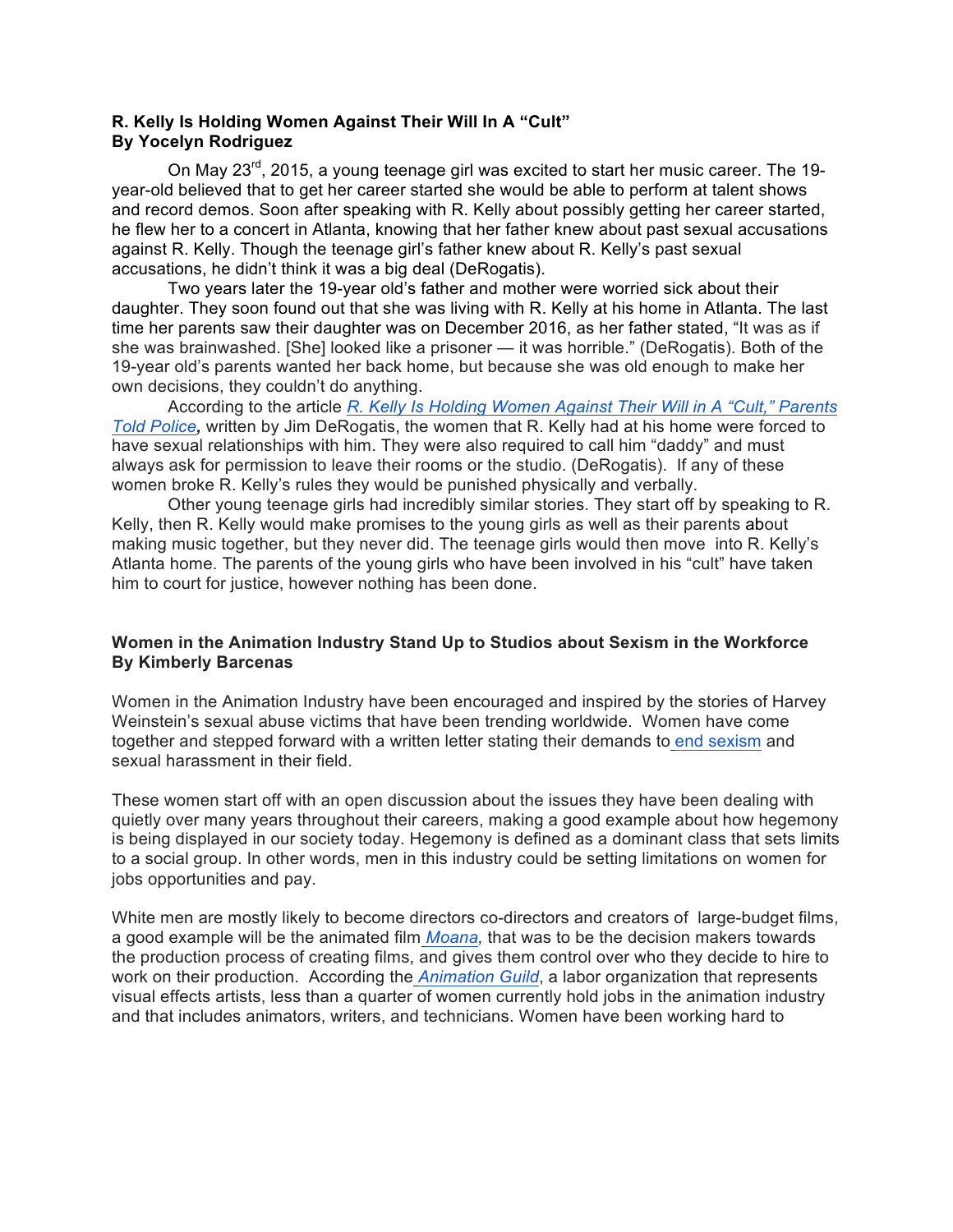**R. Kelly Is Holding Women Against Their Will In A "Cult"**
**By Yocelyn Rodriguez**

On May 23rd, 2015, a young teenage girl was excited to start her music career. The 19-year-old believed that to get her career started she would be able to perform at talent shows and record demos. Soon after speaking with R. Kelly about possibly getting her career started, he flew her to a concert in Atlanta, knowing that her father knew about past sexual accusations against R. Kelly. Though the teenage girl's father knew about R. Kelly's past sexual accusations, he didn't think it was a big deal (DeRogatis).

Two years later the 19-year old's father and mother were worried sick about their daughter. They soon found out that she was living with R. Kelly at his home in Atlanta. The last time her parents saw their daughter was on December 2016, as her father stated, "It was as if she was brainwashed. [She] looked like a prisoner — it was horrible." (DeRogatis). Both of the 19-year old's parents wanted her back home, but because she was old enough to make her own decisions, they couldn't do anything.

According to the article *R. Kelly Is Holding Women Against Their Will in A "Cult," Parents Told Police*, written by Jim DeRogatis, the women that R. Kelly had at his home were forced to have sexual relationships with him. They were also required to call him "daddy" and must always ask for permission to leave their rooms or the studio. (DeRogatis). If any of these women broke R. Kelly's rules they would be punished physically and verbally.

Other young teenage girls had incredibly similar stories. They start off by speaking to R. Kelly, then R. Kelly would make promises to the young girls as well as their parents about making music together, but they never did. The teenage girls would then move into R. Kelly's Atlanta home. The parents of the young girls who have been involved in his "cult" have taken him to court for justice, however nothing has been done.

**Women in the Animation Industry Stand Up to Studios about Sexism in the Workforce**
**By Kimberly Barcenas**

Women in the Animation Industry have been encouraged and inspired by the stories of Harvey Weinstein's sexual abuse victims that have been trending worldwide. Women have come together and stepped forward with a written letter stating their demands to end sexism and sexual harassment in their field.

These women start off with an open discussion about the issues they have been dealing with quietly over many years throughout their careers, making a good example about how hegemony is being displayed in our society today. Hegemony is defined as a dominant class that sets limits to a social group. In other words, men in this industry could be setting limitations on women for jobs opportunities and pay.

White men are mostly likely to become directors co-directors and creators of large-budget films, a good example will be the animated film *Moana*, that was to be the decision makers towards the production process of creating films, and gives them control over who they decide to hire to work on their production. According the *Animation Guild*, a labor organization that represents visual effects artists, less than a quarter of women currently hold jobs in the animation industry and that includes animators, writers, and technicians. Women have been working hard to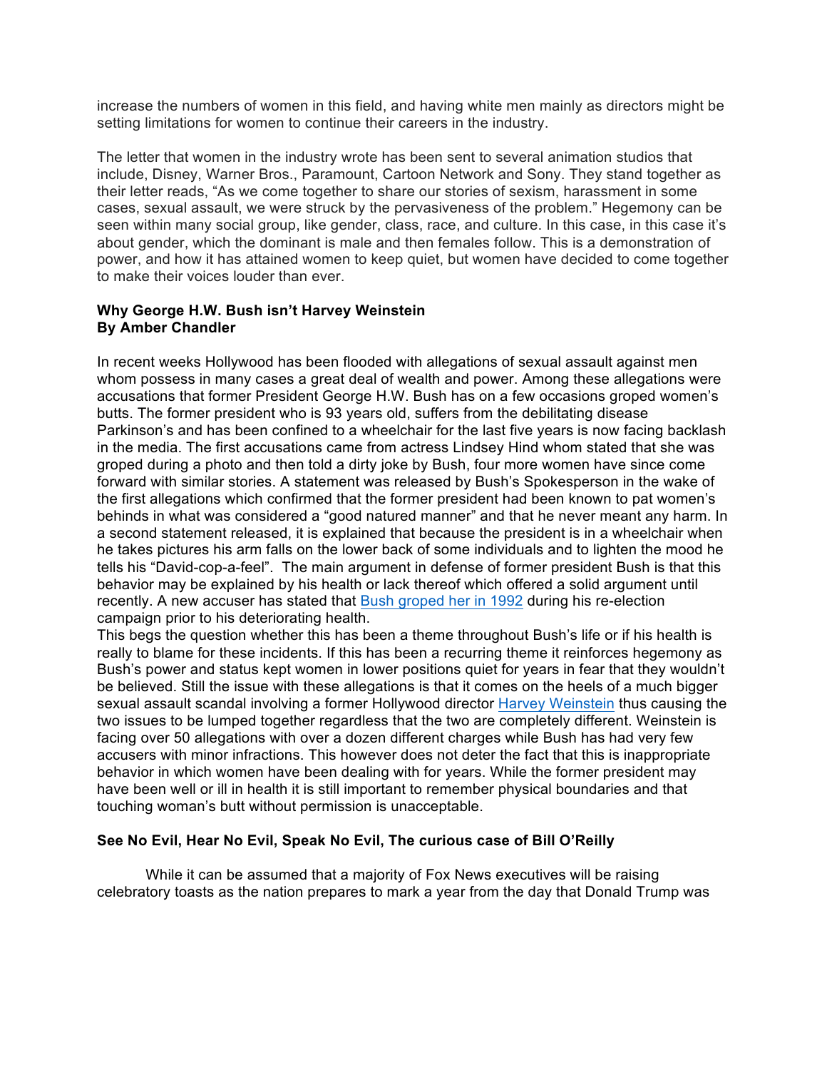increase the numbers of women in this field, and having white men mainly as directors might be setting limitations for women to continue their careers in the industry.

The letter that women in the industry wrote has been sent to several animation studios that include, Disney, Warner Bros., Paramount, Cartoon Network and Sony. They stand together as their letter reads, "As we come together to share our stories of sexism, harassment in some cases, sexual assault, we were struck by the pervasiveness of the problem." Hegemony can be seen within many social group, like gender, class, race, and culture. In this case, in this case it's about gender, which the dominant is male and then females follow. This is a demonstration of power, and how it has attained women to keep quiet, but women have decided to come together to make their voices louder than ever.

**Why George H.W. Bush isn't Harvey Weinstein**
**By Amber Chandler**

In recent weeks Hollywood has been flooded with allegations of sexual assault against men whom possess in many cases a great deal of wealth and power. Among these allegations were accusations that former President George H.W. Bush has on a few occasions groped women's butts. The former president who is 93 years old, suffers from the debilitating disease Parkinson's and has been confined to a wheelchair for the last five years is now facing backlash in the media. The first accusations came from actress Lindsey Hind whom stated that she was groped during a photo and then told a dirty joke by Bush, four more women have since come forward with similar stories. A statement was released by Bush's Spokesperson in the wake of the first allegations which confirmed that the former president had been known to pat women's behinds in what was considered a "good natured manner" and that he never meant any harm. In a second statement released, it is explained that because the president is in a wheelchair when he takes pictures his arm falls on the lower back of some individuals and to lighten the mood he tells his "David-cop-a-feel". The main argument in defense of former president Bush is that this behavior may be explained by his health or lack thereof which offered a solid argument until recently. A new accuser has stated that Bush groped her in 1992 during his re-election campaign prior to his deteriorating health.
This begs the question whether this has been a theme throughout Bush's life or if his health is really to blame for these incidents. If this has been a recurring theme it reinforces hegemony as Bush's power and status kept women in lower positions quiet for years in fear that they wouldn't be believed. Still the issue with these allegations is that it comes on the heels of a much bigger sexual assault scandal involving a former Hollywood director Harvey Weinstein thus causing the two issues to be lumped together regardless that the two are completely different. Weinstein is facing over 50 allegations with over a dozen different charges while Bush has had very few accusers with minor infractions. This however does not deter the fact that this is inappropriate behavior in which women have been dealing with for years. While the former president may have been well or ill in health it is still important to remember physical boundaries and that touching woman's butt without permission is unacceptable.

**See No Evil, Hear No Evil, Speak No Evil, The curious case of Bill O'Reilly**

While it can be assumed that a majority of Fox News executives will be raising celebratory toasts as the nation prepares to mark a year from the day that Donald Trump was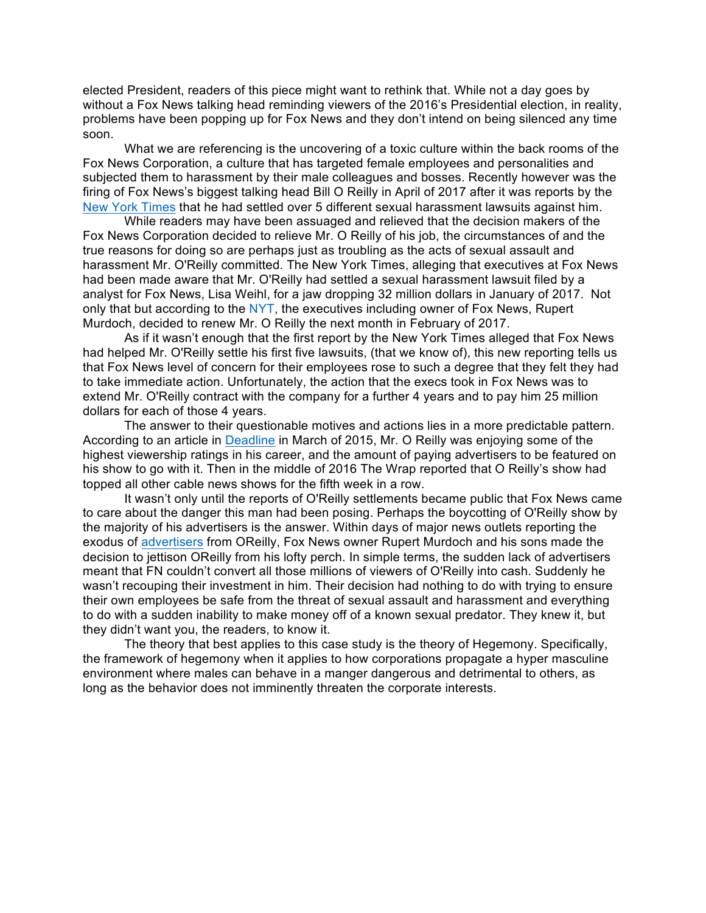elected President, readers of this piece might want to rethink that. While not a day goes by without a Fox News talking head reminding viewers of the 2016's Presidential election, in reality, problems have been popping up for Fox News and they don't intend on being silenced any time soon.

What we are referencing is the uncovering of a toxic culture within the back rooms of the Fox News Corporation, a culture that has targeted female employees and personalities and subjected them to harassment by their male colleagues and bosses. Recently however was the firing of Fox News's biggest talking head Bill O Reilly in April of 2017 after it was reports by the New York Times that he had settled over 5 different sexual harassment lawsuits against him.

While readers may have been assuaged and relieved that the decision makers of the Fox News Corporation decided to relieve Mr. O Reilly of his job, the circumstances of and the true reasons for doing so are perhaps just as troubling as the acts of sexual assault and harassment Mr. O'Reilly committed. The New York Times, alleging that executives at Fox News had been made aware that Mr. O'Reilly had settled a sexual harassment lawsuit filed by a analyst for Fox News, Lisa Weihl, for a jaw dropping 32 million dollars in January of 2017. Not only that but according to the NYT, the executives including owner of Fox News, Rupert Murdoch, decided to renew Mr. O Reilly the next month in February of 2017.

As if it wasn't enough that the first report by the New York Times alleged that Fox News had helped Mr. O'Reilly settle his first five lawsuits, (that we know of), this new reporting tells us that Fox News level of concern for their employees rose to such a degree that they felt they had to take immediate action. Unfortunately, the action that the execs took in Fox News was to extend Mr. O'Reilly contract with the company for a further 4 years and to pay him 25 million dollars for each of those 4 years.

The answer to their questionable motives and actions lies in a more predictable pattern. According to an article in Deadline in March of 2015, Mr. O Reilly was enjoying some of the highest viewership ratings in his career, and the amount of paying advertisers to be featured on his show to go with it. Then in the middle of 2016 The Wrap reported that O Reilly's show had topped all other cable news shows for the fifth week in a row.

It wasn't only until the reports of O'Reilly settlements became public that Fox News came to care about the danger this man had been posing. Perhaps the boycotting of O'Reilly show by the majority of his advertisers is the answer. Within days of major news outlets reporting the exodus of advertisers from OReilly, Fox News owner Rupert Murdoch and his sons made the decision to jettison OReilly from his lofty perch. In simple terms, the sudden lack of advertisers meant that FN couldn't convert all those millions of viewers of O'Reilly into cash. Suddenly he wasn't recouping their investment in him. Their decision had nothing to do with trying to ensure their own employees be safe from the threat of sexual assault and harassment and everything to do with a sudden inability to make money off of a known sexual predator. They knew it, but they didn't want you, the readers, to know it.

The theory that best applies to this case study is the theory of Hegemony. Specifically, the framework of hegemony when it applies to how corporations propagate a hyper masculine environment where males can behave in a manger dangerous and detrimental to others, as long as the behavior does not imminently threaten the corporate interests.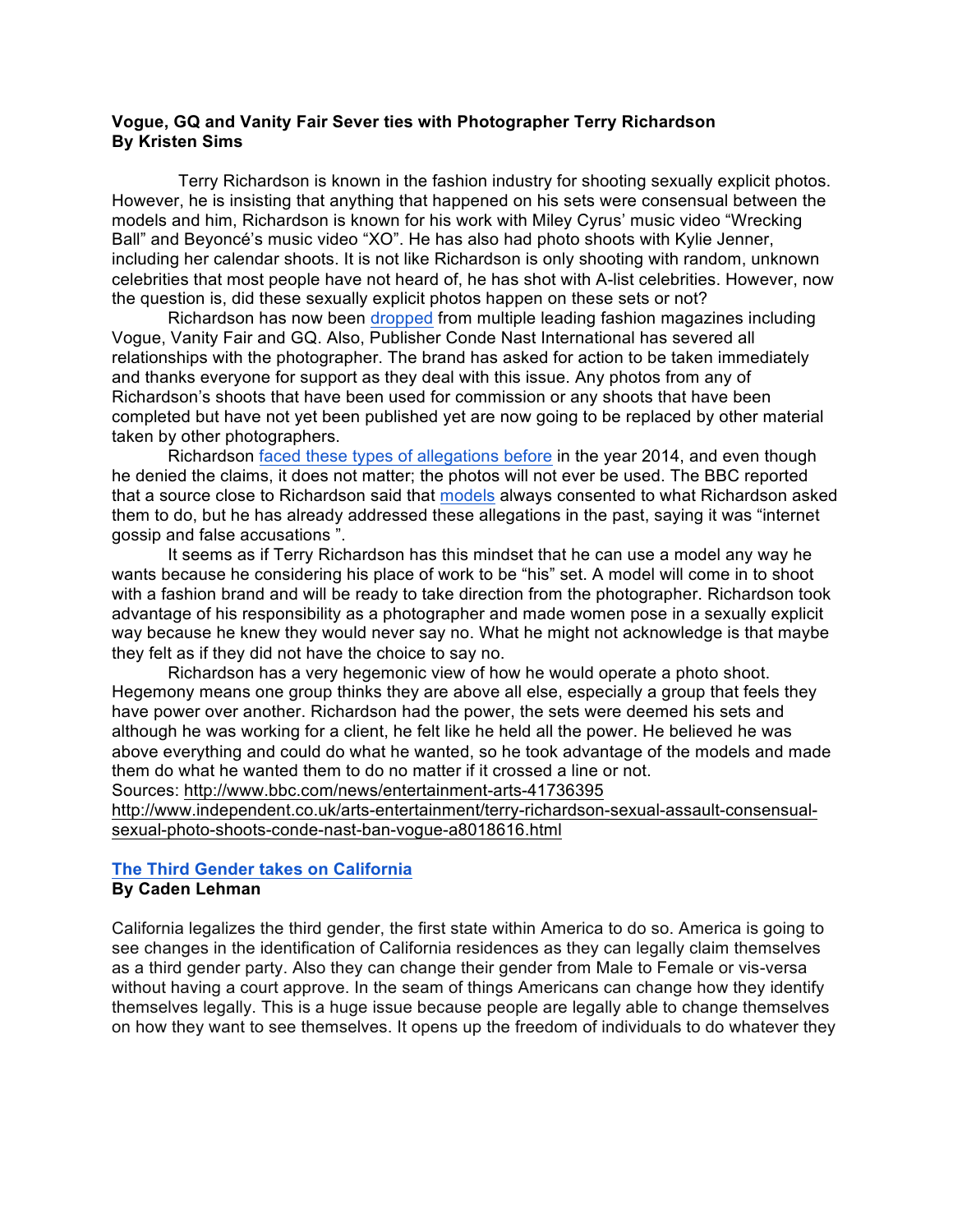**Vogue, GQ and Vanity Fair Sever ties with Photographer Terry Richardson**
**By Kristen Sims**

Terry Richardson is known in the fashion industry for shooting sexually explicit photos. However, he is insisting that anything that happened on his sets were consensual between the models and him, Richardson is known for his work with Miley Cyrus' music video "Wrecking Ball" and Beyoncé's music video "XO". He has also had photo shoots with Kylie Jenner, including her calendar shoots. It is not like Richardson is only shooting with random, unknown celebrities that most people have not heard of, he has shot with A-list celebrities. However, now the question is, did these sexually explicit photos happen on these sets or not?

Richardson has now been dropped from multiple leading fashion magazines including Vogue, Vanity Fair and GQ. Also, Publisher Conde Nast International has severed all relationships with the photographer. The brand has asked for action to be taken immediately and thanks everyone for support as they deal with this issue. Any photos from any of Richardson's shoots that have been used for commission or any shoots that have been completed but have not yet been published yet are now going to be replaced by other material taken by other photographers.

Richardson faced these types of allegations before in the year 2014, and even though he denied the claims, it does not matter; the photos will not ever be used. The BBC reported that a source close to Richardson said that models always consented to what Richardson asked them to do, but he has already addressed these allegations in the past, saying it was "internet gossip and false accusations ".

It seems as if Terry Richardson has this mindset that he can use a model any way he wants because he considering his place of work to be "his" set. A model will come in to shoot with a fashion brand and will be ready to take direction from the photographer. Richardson took advantage of his responsibility as a photographer and made women pose in a sexually explicit way because he knew they would never say no. What he might not acknowledge is that maybe they felt as if they did not have the choice to say no.

Richardson has a very hegemonic view of how he would operate a photo shoot. Hegemony means one group thinks they are above all else, especially a group that feels they have power over another. Richardson had the power, the sets were deemed his sets and although he was working for a client, he felt like he held all the power. He believed he was above everything and could do what he wanted, so he took advantage of the models and made them do what he wanted them to do no matter if it crossed a line or not.

Sources: http://www.bbc.com/news/entertainment-arts-41736395
http://www.independent.co.uk/arts-entertainment/terry-richardson-sexual-assault-consensual-sexual-photo-shoots-conde-nast-ban-vogue-a8018616.html

**The Third Gender takes on California**
**By Caden Lehman**

California legalizes the third gender, the first state within America to do so. America is going to see changes in the identification of California residences as they can legally claim themselves as a third gender party. Also they can change their gender from Male to Female or vis-versa without having a court approve. In the seam of things Americans can change how they identify themselves legally. This is a huge issue because people are legally able to change themselves on how they want to see themselves. It opens up the freedom of individuals to do whatever they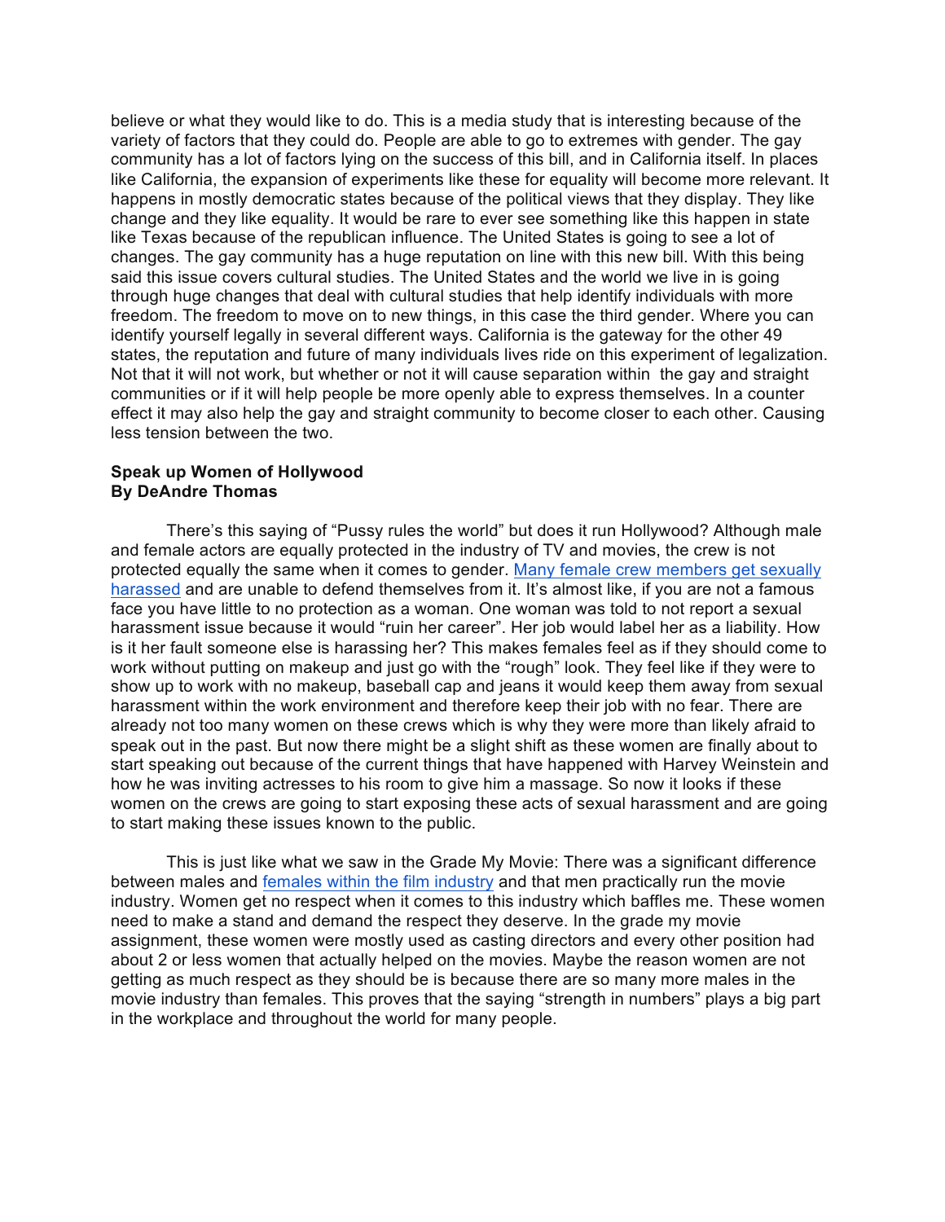believe or what they would like to do. This is a media study that is interesting because of the variety of factors that they could do. People are able to go to extremes with gender. The gay community has a lot of factors lying on the success of this bill, and in California itself. In places like California, the expansion of experiments like these for equality will become more relevant. It happens in mostly democratic states because of the political views that they display. They like change and they like equality. It would be rare to ever see something like this happen in state like Texas because of the republican influence. The United States is going to see a lot of changes. The gay community has a huge reputation on line with this new bill. With this being said this issue covers cultural studies. The United States and the world we live in is going through huge changes that deal with cultural studies that help identify individuals with more freedom. The freedom to move on to new things, in this case the third gender. Where you can identify yourself legally in several different ways. California is the gateway for the other 49 states, the reputation and future of many individuals lives ride on this experiment of legalization. Not that it will not work, but whether or not it will cause separation within the gay and straight communities or if it will help people be more openly able to express themselves. In a counter effect it may also help the gay and straight community to become closer to each other. Causing less tension between the two.

**Speak up Women of Hollywood**
**By DeAndre Thomas**

There's this saying of "Pussy rules the world" but does it run Hollywood? Although male and female actors are equally protected in the industry of TV and movies, the crew is not protected equally the same when it comes to gender. Many female crew members get sexually harassed and are unable to defend themselves from it. It's almost like, if you are not a famous face you have little to no protection as a woman. One woman was told to not report a sexual harassment issue because it would "ruin her career". Her job would label her as a liability. How is it her fault someone else is harassing her? This makes females feel as if they should come to work without putting on makeup and just go with the "rough" look. They feel like if they were to show up to work with no makeup, baseball cap and jeans it would keep them away from sexual harassment within the work environment and therefore keep their job with no fear. There are already not too many women on these crews which is why they were more than likely afraid to speak out in the past. But now there might be a slight shift as these women are finally about to start speaking out because of the current things that have happened with Harvey Weinstein and how he was inviting actresses to his room to give him a massage. So now it looks if these women on the crews are going to start exposing these acts of sexual harassment and are going to start making these issues known to the public.

This is just like what we saw in the Grade My Movie: There was a significant difference between males and females within the film industry and that men practically run the movie industry. Women get no respect when it comes to this industry which baffles me. These women need to make a stand and demand the respect they deserve. In the grade my movie assignment, these women were mostly used as casting directors and every other position had about 2 or less women that actually helped on the movies. Maybe the reason women are not getting as much respect as they should be is because there are so many more males in the movie industry than females. This proves that the saying "strength in numbers" plays a big part in the workplace and throughout the world for many people.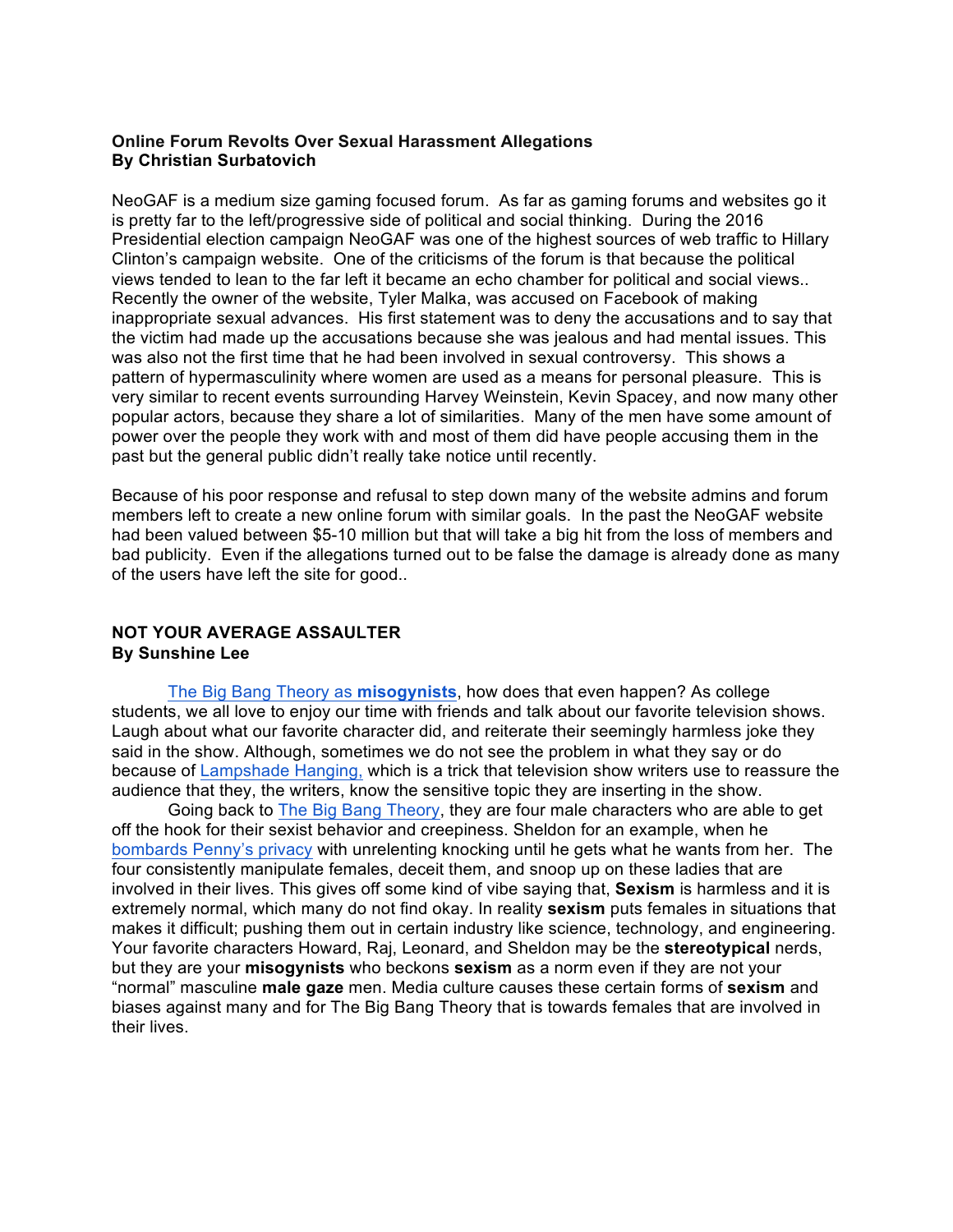**Online Forum Revolts Over Sexual Harassment Allegations**
**By Christian Surbatovich**

NeoGAF is a medium size gaming focused forum. As far as gaming forums and websites go it is pretty far to the left/progressive side of political and social thinking. During the 2016 Presidential election campaign NeoGAF was one of the highest sources of web traffic to Hillary Clinton's campaign website. One of the criticisms of the forum is that because the political views tended to lean to the far left it became an echo chamber for political and social views.. Recently the owner of the website, Tyler Malka, was accused on Facebook of making inappropriate sexual advances. His first statement was to deny the accusations and to say that the victim had made up the accusations because she was jealous and had mental issues. This was also not the first time that he had been involved in sexual controversy. This shows a pattern of hypermasculinity where women are used as a means for personal pleasure. This is very similar to recent events surrounding Harvey Weinstein, Kevin Spacey, and now many other popular actors, because they share a lot of similarities. Many of the men have some amount of power over the people they work with and most of them did have people accusing them in the past but the general public didn't really take notice until recently.

Because of his poor response and refusal to step down many of the website admins and forum members left to create a new online forum with similar goals. In the past the NeoGAF website had been valued between $5-10 million but that will take a big hit from the loss of members and bad publicity. Even if the allegations turned out to be false the damage is already done as many of the users have left the site for good..

**NOT YOUR AVERAGE ASSAULTER**
**By Sunshine Lee**

The Big Bang Theory as **misogynists**, how does that even happen? As college students, we all love to enjoy our time with friends and talk about our favorite television shows. Laugh about what our favorite character did, and reiterate their seemingly harmless joke they said in the show. Although, sometimes we do not see the problem in what they say or do because of Lampshade Hanging, which is a trick that television show writers use to reassure the audience that they, the writers, know the sensitive topic they are inserting in the show.

Going back to The Big Bang Theory, they are four male characters who are able to get off the hook for their sexist behavior and creepiness. Sheldon for an example, when he bombards Penny's privacy with unrelenting knocking until he gets what he wants from her. The four consistently manipulate females, deceit them, and snoop up on these ladies that are involved in their lives. This gives off some kind of vibe saying that, **Sexism** is harmless and it is extremely normal, which many do not find okay. In reality **sexism** puts females in situations that makes it difficult; pushing them out in certain industry like science, technology, and engineering. Your favorite characters Howard, Raj, Leonard, and Sheldon may be the **stereotypical** nerds, but they are your **misogynists** who beckons **sexism** as a norm even if they are not your "normal" masculine **male gaze** men. Media culture causes these certain forms of **sexism** and biases against many and for The Big Bang Theory that is towards females that are involved in their lives.